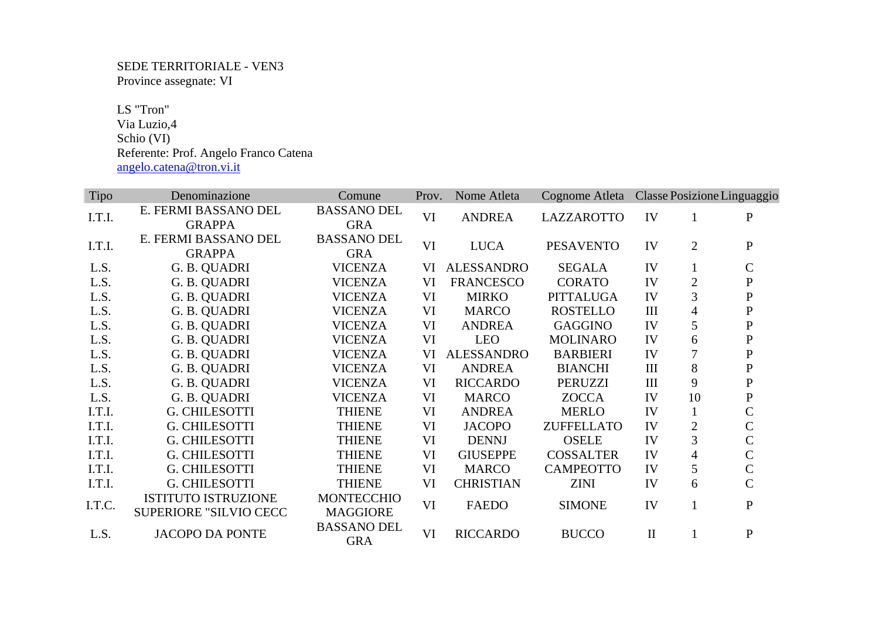SEDE TERRITORIALE - VEN3
Province assegnate: VI

LS "Tron"
Via Luzio,4
Schio (VI)
Referente: Prof. Angelo Franco Catena
angelo.catena@tron.vi.it

| Tipo | Denominazione | Comune | Prov. | Nome Atleta | Cognome Atleta | Classe | Posizione | Linguaggio |
|---|---|---|---|---|---|---|---|---|
| I.T.I. | E. FERMI BASSANO DEL GRAPPA | BASSANO DEL GRA | VI | ANDREA | LAZZAROTTO | IV | 1 | P |
| I.T.I. | E. FERMI BASSANO DEL GRAPPA | BASSANO DEL GRA | VI | LUCA | PESAVENTO | IV | 2 | P |
| L.S. | G. B. QUADRI | VICENZA | VI | ALESSANDRO | SEGALA | IV | 1 | C |
| L.S. | G. B. QUADRI | VICENZA | VI | FRANCESCO | CORATO | IV | 2 | P |
| L.S. | G. B. QUADRI | VICENZA | VI | MIRKO | PITTALUGA | IV | 3 | P |
| L.S. | G. B. QUADRI | VICENZA | VI | MARCO | ROSTELLO | III | 4 | P |
| L.S. | G. B. QUADRI | VICENZA | VI | ANDREA | GAGGINO | IV | 5 | P |
| L.S. | G. B. QUADRI | VICENZA | VI | LEO | MOLINARO | IV | 6 | P |
| L.S. | G. B. QUADRI | VICENZA | VI | ALESSANDRO | BARBIERI | IV | 7 | P |
| L.S. | G. B. QUADRI | VICENZA | VI | ANDREA | BIANCHI | III | 8 | P |
| L.S. | G. B. QUADRI | VICENZA | VI | RICCARDO | PERUZZI | III | 9 | P |
| L.S. | G. B. QUADRI | VICENZA | VI | MARCO | ZOCCA | IV | 10 | P |
| I.T.I. | G. CHILESOTTI | THIENE | VI | ANDREA | MERLO | IV | 1 | C |
| I.T.I. | G. CHILESOTTI | THIENE | VI | JACOPO | ZUFFELLATO | IV | 2 | C |
| I.T.I. | G. CHILESOTTI | THIENE | VI | DENNJ | OSELE | IV | 3 | C |
| I.T.I. | G. CHILESOTTI | THIENE | VI | GIUSEPPE | COSSALTER | IV | 4 | C |
| I.T.I. | G. CHILESOTTI | THIENE | VI | MARCO | CAMPEOTTO | IV | 5 | C |
| I.T.I. | G. CHILESOTTI | THIENE | VI | CHRISTIAN | ZINI | IV | 6 | C |
| I.T.C. | ISTITUTO ISTRUZIONE SUPERIORE "SILVIO CECC | MONTECCHIO MAGGIORE | VI | FAEDO | SIMONE | IV | 1 | P |
| L.S. | JACOPO DA PONTE | BASSANO DEL GRA | VI | RICCARDO | BUCCO | II | 1 | P |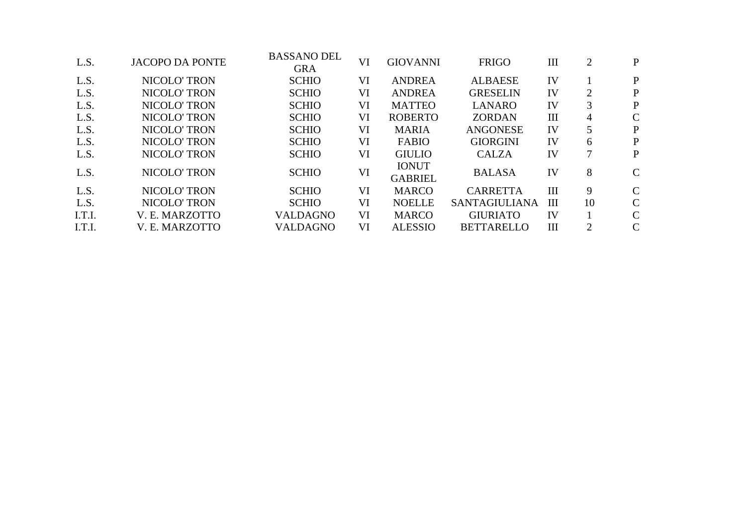| | | | | | | | | |
|---|---|---|---|---|---|---|---|---|
| L.S. | JACOPO DA PONTE | BASSANO DEL GRA | VI | GIOVANNI | FRIGO | III | 2 | P |
| L.S. | NICOLO' TRON | SCHIO | VI | ANDREA | ALBAESE | IV | 1 | P |
| L.S. | NICOLO' TRON | SCHIO | VI | ANDREA | GRESELIN | IV | 2 | P |
| L.S. | NICOLO' TRON | SCHIO | VI | MATTEO | LANARO | IV | 3 | P |
| L.S. | NICOLO' TRON | SCHIO | VI | ROBERTO | ZORDAN | III | 4 | C |
| L.S. | NICOLO' TRON | SCHIO | VI | MARIA | ANGONESE | IV | 5 | P |
| L.S. | NICOLO' TRON | SCHIO | VI | FABIO | GIORGINI | IV | 6 | P |
| L.S. | NICOLO' TRON | SCHIO | VI | GIULIO | CALZA | IV | 7 | P |
| L.S. | NICOLO' TRON | SCHIO | VI | IONUT GABRIEL | BALASA | IV | 8 | C |
| L.S. | NICOLO' TRON | SCHIO | VI | MARCO | CARRETTA | III | 9 | C |
| L.S. | NICOLO' TRON | SCHIO | VI | NOELLE | SANTAGIULIANA | III | 10 | C |
| I.T.I. | V. E. MARZOTTO | VALDAGNO | VI | MARCO | GIURIATO | IV | 1 | C |
| I.T.I. | V. E. MARZOTTO | VALDAGNO | VI | ALESSIO | BETTARELLO | III | 2 | C |